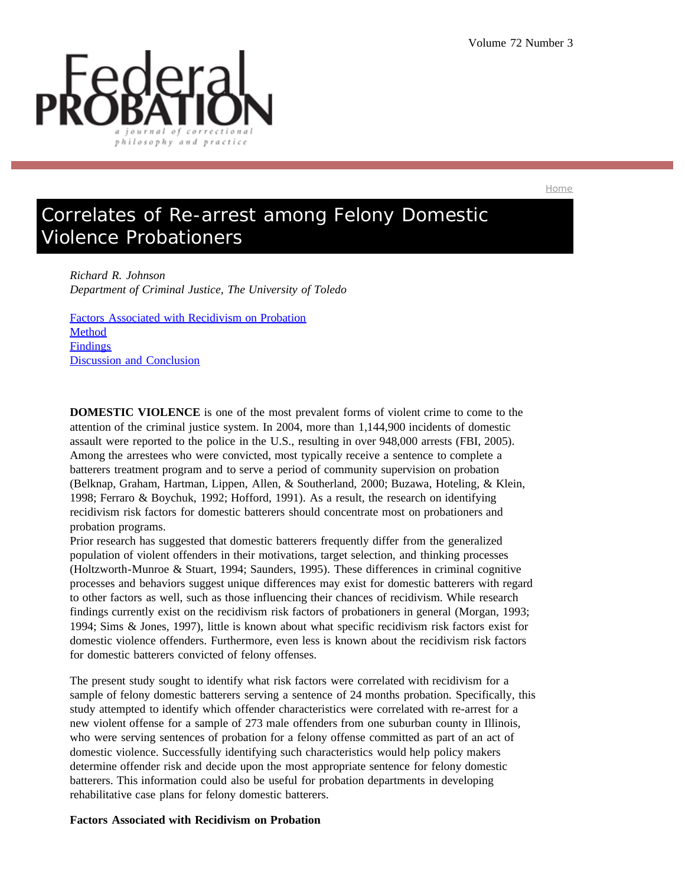# Correlates of Re-arrest among Felony Domestic Violence Probationers

*Richard R. Johnson*
*Department of Criminal Justice, The University of Toledo*

[Factors Associated with Recidivism on Probation](#)
[Method](#)
[Findings](#)
[Discussion and Conclusion](#)

**DOMESTIC VIOLENCE** is one of the most prevalent forms of violent crime to come to the attention of the criminal justice system. In 2004, more than 1,144,900 incidents of domestic assault were reported to the police in the U.S., resulting in over 948,000 arrests (FBI, 2005). Among the arrestees who were convicted, most typically receive a sentence to complete a batterers treatment program and to serve a period of community supervision on probation (Belknap, Graham, Hartman, Lippen, Allen, & Southerland, 2000; Buzawa, Hoteling, & Klein, 1998; Ferraro & Boychuk, 1992; Hofford, 1991). As a result, the research on identifying recidivism risk factors for domestic batterers should concentrate most on probationers and probation programs.

Prior research has suggested that domestic batterers frequently differ from the generalized population of violent offenders in their motivations, target selection, and thinking processes (Holtzworth-Munroe & Stuart, 1994; Saunders, 1995). These differences in criminal cognitive processes and behaviors suggest unique differences may exist for domestic batterers with regard to other factors as well, such as those influencing their chances of recidivism. While research findings currently exist on the recidivism risk factors of probationers in general (Morgan, 1993; 1994; Sims & Jones, 1997), little is known about what specific recidivism risk factors exist for domestic violence offenders. Furthermore, even less is known about the recidivism risk factors for domestic batterers convicted of felony offenses.

The present study sought to identify what risk factors were correlated with recidivism for a sample of felony domestic batterers serving a sentence of 24 months probation. Specifically, this study attempted to identify which offender characteristics were correlated with re-arrest for a new violent offense for a sample of 273 male offenders from one suburban county in Illinois, who were serving sentences of probation for a felony offense committed as part of an act of domestic violence. Successfully identifying such characteristics would help policy makers determine offender risk and decide upon the most appropriate sentence for felony domestic batterers. This information could also be useful for probation departments in developing rehabilitative case plans for felony domestic batterers.

## Factors Associated with Recidivism on Probation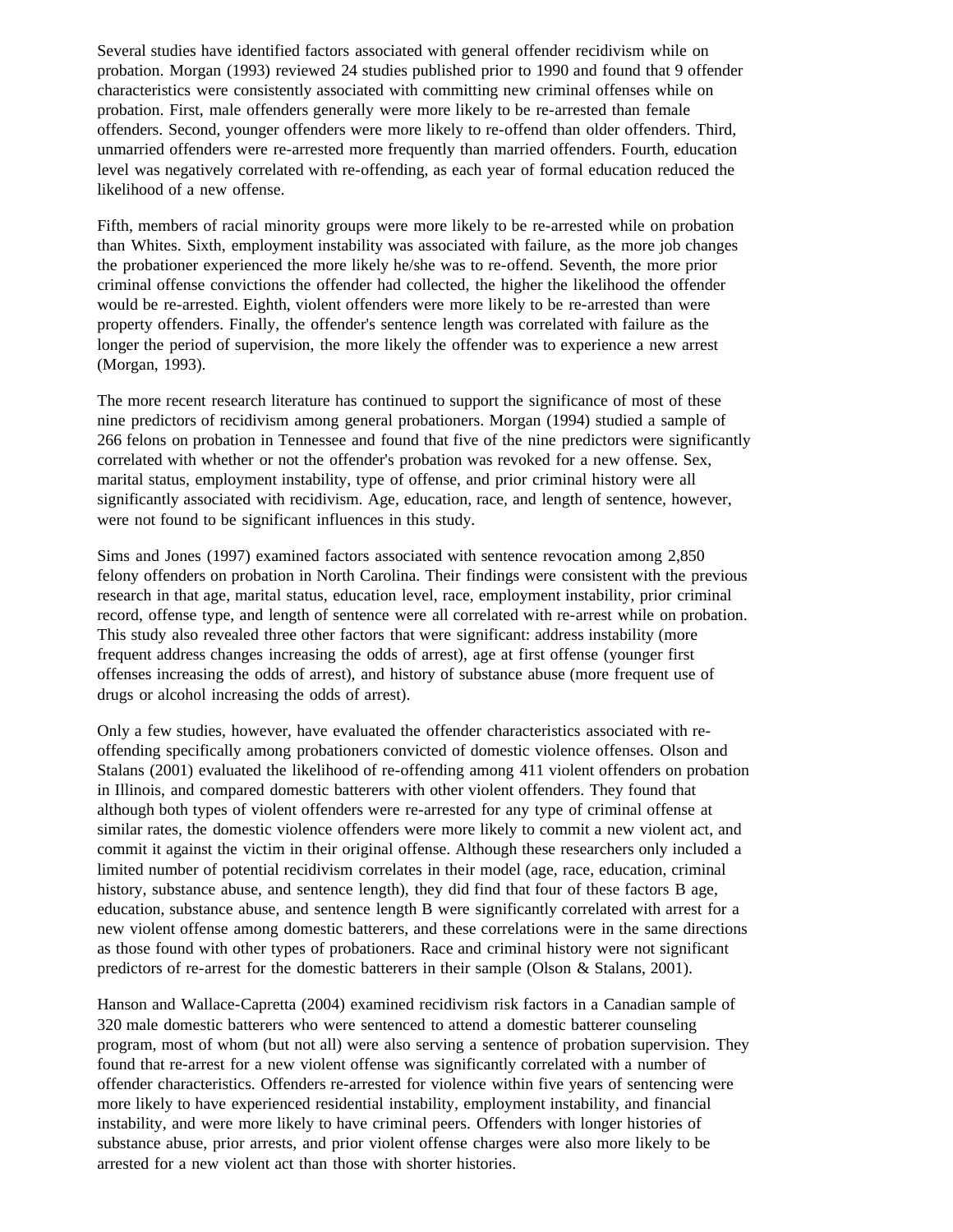Several studies have identified factors associated with general offender recidivism while on probation. Morgan (1993) reviewed 24 studies published prior to 1990 and found that 9 offender characteristics were consistently associated with committing new criminal offenses while on probation. First, male offenders generally were more likely to be re-arrested than female offenders. Second, younger offenders were more likely to re-offend than older offenders. Third, unmarried offenders were re-arrested more frequently than married offenders. Fourth, education level was negatively correlated with re-offending, as each year of formal education reduced the likelihood of a new offense.

Fifth, members of racial minority groups were more likely to be re-arrested while on probation than Whites. Sixth, employment instability was associated with failure, as the more job changes the probationer experienced the more likely he/she was to re-offend. Seventh, the more prior criminal offense convictions the offender had collected, the higher the likelihood the offender would be re-arrested. Eighth, violent offenders were more likely to be re-arrested than were property offenders. Finally, the offender's sentence length was correlated with failure as the longer the period of supervision, the more likely the offender was to experience a new arrest (Morgan, 1993).

The more recent research literature has continued to support the significance of most of these nine predictors of recidivism among general probationers. Morgan (1994) studied a sample of 266 felons on probation in Tennessee and found that five of the nine predictors were significantly correlated with whether or not the offender's probation was revoked for a new offense. Sex, marital status, employment instability, type of offense, and prior criminal history were all significantly associated with recidivism. Age, education, race, and length of sentence, however, were not found to be significant influences in this study.

Sims and Jones (1997) examined factors associated with sentence revocation among 2,850 felony offenders on probation in North Carolina. Their findings were consistent with the previous research in that age, marital status, education level, race, employment instability, prior criminal record, offense type, and length of sentence were all correlated with re-arrest while on probation. This study also revealed three other factors that were significant: address instability (more frequent address changes increasing the odds of arrest), age at first offense (younger first offenses increasing the odds of arrest), and history of substance abuse (more frequent use of drugs or alcohol increasing the odds of arrest).

Only a few studies, however, have evaluated the offender characteristics associated with re-offending specifically among probationers convicted of domestic violence offenses. Olson and Stalans (2001) evaluated the likelihood of re-offending among 411 violent offenders on probation in Illinois, and compared domestic batterers with other violent offenders. They found that although both types of violent offenders were re-arrested for any type of criminal offense at similar rates, the domestic violence offenders were more likely to commit a new violent act, and commit it against the victim in their original offense. Although these researchers only included a limited number of potential recidivism correlates in their model (age, race, education, criminal history, substance abuse, and sentence length), they did find that four of these factors B age, education, substance abuse, and sentence length B were significantly correlated with arrest for a new violent offense among domestic batterers, and these correlations were in the same directions as those found with other types of probationers. Race and criminal history were not significant predictors of re-arrest for the domestic batterers in their sample (Olson & Stalans, 2001).

Hanson and Wallace-Capretta (2004) examined recidivism risk factors in a Canadian sample of 320 male domestic batterers who were sentenced to attend a domestic batterer counseling program, most of whom (but not all) were also serving a sentence of probation supervision. They found that re-arrest for a new violent offense was significantly correlated with a number of offender characteristics. Offenders re-arrested for violence within five years of sentencing were more likely to have experienced residential instability, employment instability, and financial instability, and were more likely to have criminal peers. Offenders with longer histories of substance abuse, prior arrests, and prior violent offense charges were also more likely to be arrested for a new violent act than those with shorter histories.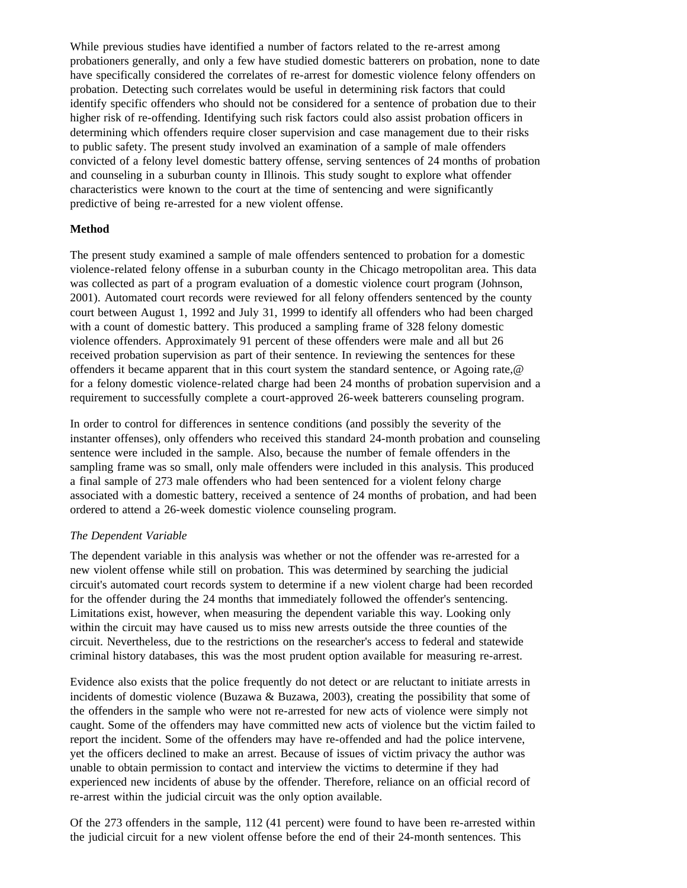While previous studies have identified a number of factors related to the re-arrest among probationers generally, and only a few have studied domestic batterers on probation, none to date have specifically considered the correlates of re-arrest for domestic violence felony offenders on probation. Detecting such correlates would be useful in determining risk factors that could identify specific offenders who should not be considered for a sentence of probation due to their higher risk of re-offending. Identifying such risk factors could also assist probation officers in determining which offenders require closer supervision and case management due to their risks to public safety. The present study involved an examination of a sample of male offenders convicted of a felony level domestic battery offense, serving sentences of 24 months of probation and counseling in a suburban county in Illinois. This study sought to explore what offender characteristics were known to the court at the time of sentencing and were significantly predictive of being re-arrested for a new violent offense.

**Method**

The present study examined a sample of male offenders sentenced to probation for a domestic violence-related felony offense in a suburban county in the Chicago metropolitan area. This data was collected as part of a program evaluation of a domestic violence court program (Johnson, 2001). Automated court records were reviewed for all felony offenders sentenced by the county court between August 1, 1992 and July 31, 1999 to identify all offenders who had been charged with a count of domestic battery. This produced a sampling frame of 328 felony domestic violence offenders. Approximately 91 percent of these offenders were male and all but 26 received probation supervision as part of their sentence. In reviewing the sentences for these offenders it became apparent that in this court system the standard sentence, or Agoing rate,@ for a felony domestic violence-related charge had been 24 months of probation supervision and a requirement to successfully complete a court-approved 26-week batterers counseling program.

In order to control for differences in sentence conditions (and possibly the severity of the instanter offenses), only offenders who received this standard 24-month probation and counseling sentence were included in the sample. Also, because the number of female offenders in the sampling frame was so small, only male offenders were included in this analysis. This produced a final sample of 273 male offenders who had been sentenced for a violent felony charge associated with a domestic battery, received a sentence of 24 months of probation, and had been ordered to attend a 26-week domestic violence counseling program.

*The Dependent Variable*

The dependent variable in this analysis was whether or not the offender was re-arrested for a new violent offense while still on probation. This was determined by searching the judicial circuit's automated court records system to determine if a new violent charge had been recorded for the offender during the 24 months that immediately followed the offender's sentencing. Limitations exist, however, when measuring the dependent variable this way. Looking only within the circuit may have caused us to miss new arrests outside the three counties of the circuit. Nevertheless, due to the restrictions on the researcher's access to federal and statewide criminal history databases, this was the most prudent option available for measuring re-arrest.

Evidence also exists that the police frequently do not detect or are reluctant to initiate arrests in incidents of domestic violence (Buzawa & Buzawa, 2003), creating the possibility that some of the offenders in the sample who were not re-arrested for new acts of violence were simply not caught. Some of the offenders may have committed new acts of violence but the victim failed to report the incident. Some of the offenders may have re-offended and had the police intervene, yet the officers declined to make an arrest. Because of issues of victim privacy the author was unable to obtain permission to contact and interview the victims to determine if they had experienced new incidents of abuse by the offender. Therefore, reliance on an official record of re-arrest within the judicial circuit was the only option available.

Of the 273 offenders in the sample, 112 (41 percent) were found to have been re-arrested within the judicial circuit for a new violent offense before the end of their 24-month sentences. This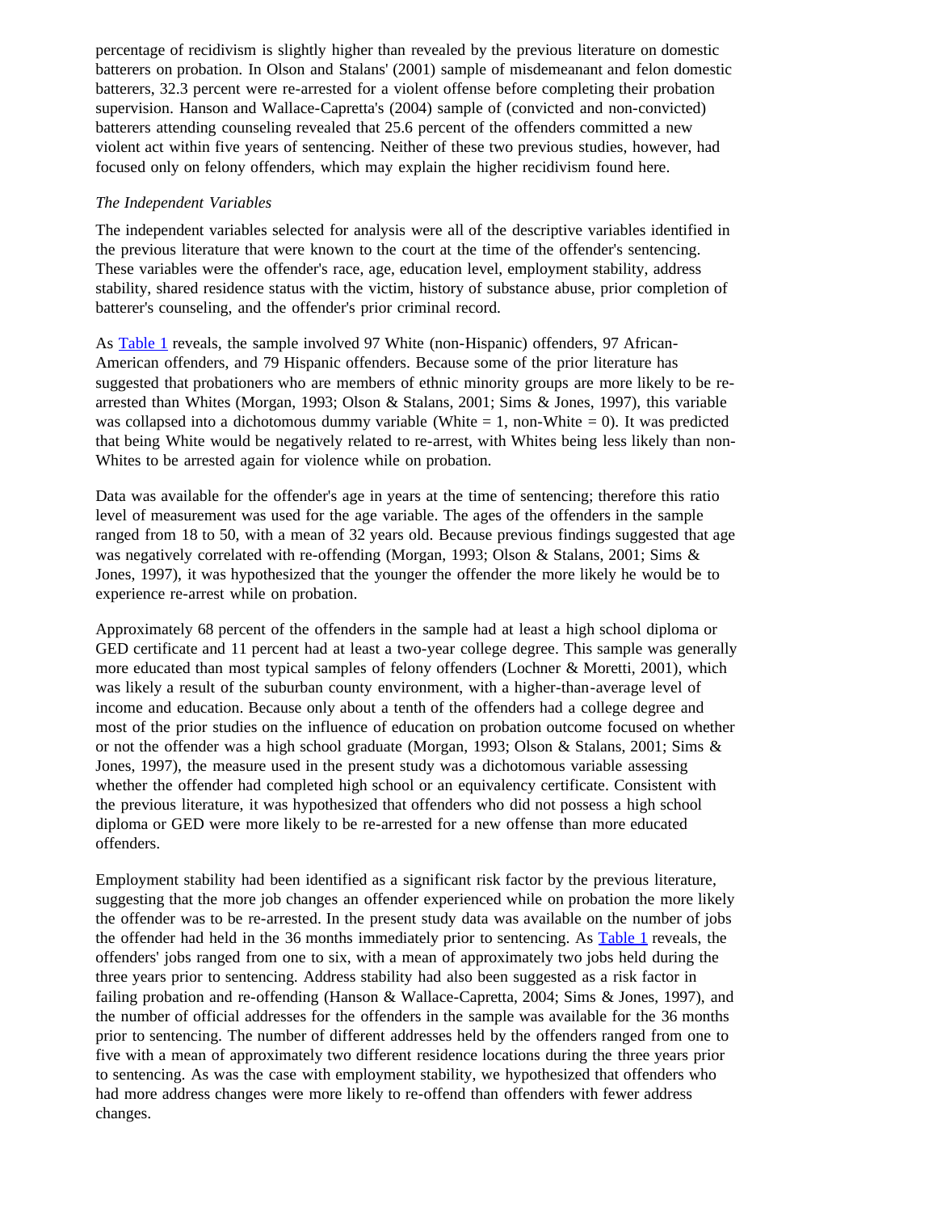percentage of recidivism is slightly higher than revealed by the previous literature on domestic batterers on probation. In Olson and Stalans' (2001) sample of misdemeanant and felon domestic batterers, 32.3 percent were re-arrested for a violent offense before completing their probation supervision. Hanson and Wallace-Capretta's (2004) sample of (convicted and non-convicted) batterers attending counseling revealed that 25.6 percent of the offenders committed a new violent act within five years of sentencing. Neither of these two previous studies, however, had focused only on felony offenders, which may explain the higher recidivism found here.

*The Independent Variables*

The independent variables selected for analysis were all of the descriptive variables identified in the previous literature that were known to the court at the time of the offender's sentencing. These variables were the offender's race, age, education level, employment stability, address stability, shared residence status with the victim, history of substance abuse, prior completion of batterer's counseling, and the offender's prior criminal record.

As Table 1 reveals, the sample involved 97 White (non-Hispanic) offenders, 97 African-American offenders, and 79 Hispanic offenders. Because some of the prior literature has suggested that probationers who are members of ethnic minority groups are more likely to be re-arrested than Whites (Morgan, 1993; Olson & Stalans, 2001; Sims & Jones, 1997), this variable was collapsed into a dichotomous dummy variable (White = 1, non-White = 0). It was predicted that being White would be negatively related to re-arrest, with Whites being less likely than non-Whites to be arrested again for violence while on probation.

Data was available for the offender's age in years at the time of sentencing; therefore this ratio level of measurement was used for the age variable. The ages of the offenders in the sample ranged from 18 to 50, with a mean of 32 years old. Because previous findings suggested that age was negatively correlated with re-offending (Morgan, 1993; Olson & Stalans, 2001; Sims & Jones, 1997), it was hypothesized that the younger the offender the more likely he would be to experience re-arrest while on probation.

Approximately 68 percent of the offenders in the sample had at least a high school diploma or GED certificate and 11 percent had at least a two-year college degree. This sample was generally more educated than most typical samples of felony offenders (Lochner & Moretti, 2001), which was likely a result of the suburban county environment, with a higher-than-average level of income and education. Because only about a tenth of the offenders had a college degree and most of the prior studies on the influence of education on probation outcome focused on whether or not the offender was a high school graduate (Morgan, 1993; Olson & Stalans, 2001; Sims & Jones, 1997), the measure used in the present study was a dichotomous variable assessing whether the offender had completed high school or an equivalency certificate. Consistent with the previous literature, it was hypothesized that offenders who did not possess a high school diploma or GED were more likely to be re-arrested for a new offense than more educated offenders.

Employment stability had been identified as a significant risk factor by the previous literature, suggesting that the more job changes an offender experienced while on probation the more likely the offender was to be re-arrested. In the present study data was available on the number of jobs the offender had held in the 36 months immediately prior to sentencing. As Table 1 reveals, the offenders' jobs ranged from one to six, with a mean of approximately two jobs held during the three years prior to sentencing. Address stability had also been suggested as a risk factor in failing probation and re-offending (Hanson & Wallace-Capretta, 2004; Sims & Jones, 1997), and the number of official addresses for the offenders in the sample was available for the 36 months prior to sentencing. The number of different addresses held by the offenders ranged from one to five with a mean of approximately two different residence locations during the three years prior to sentencing. As was the case with employment stability, we hypothesized that offenders who had more address changes were more likely to re-offend than offenders with fewer address changes.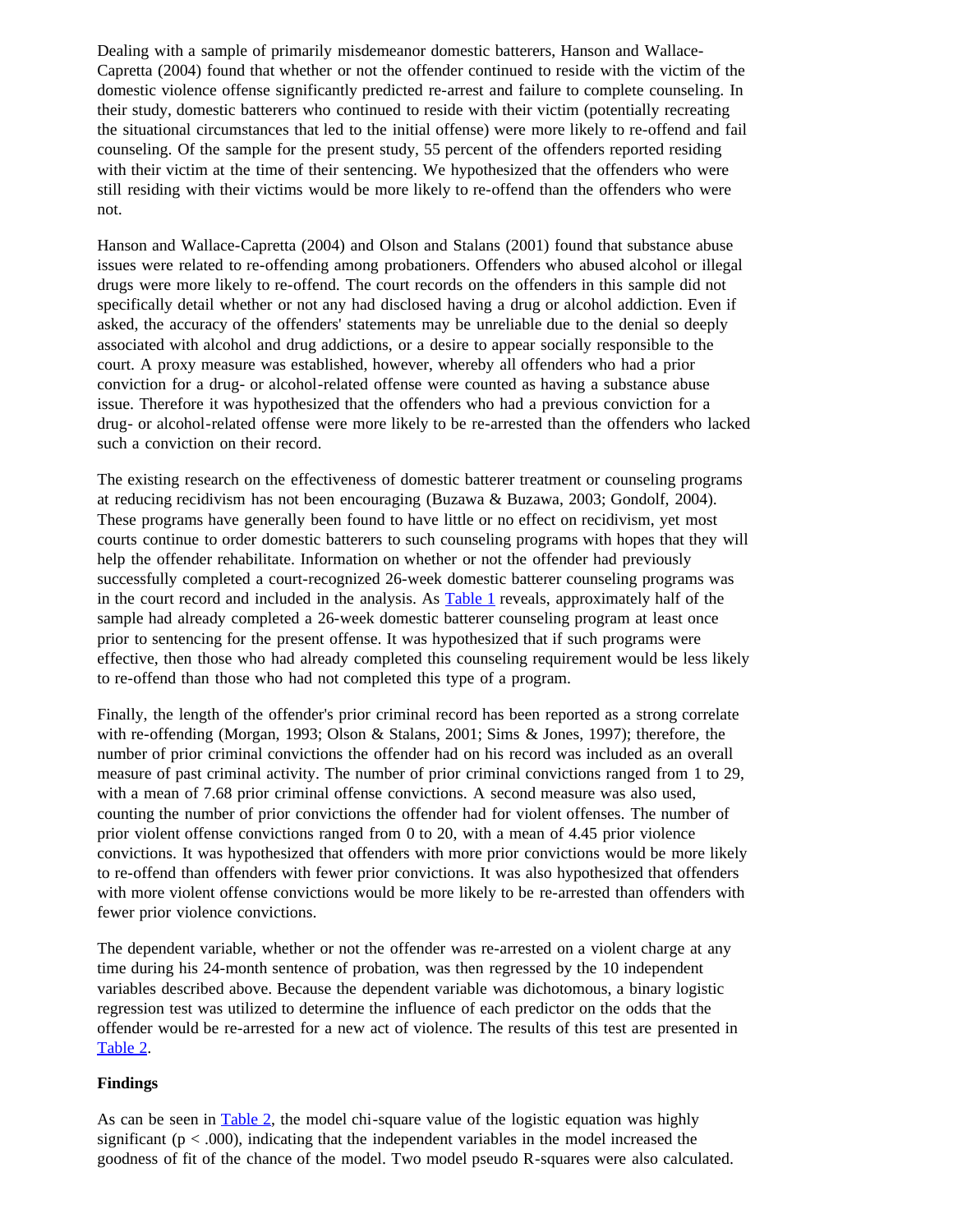Dealing with a sample of primarily misdemeanor domestic batterers, Hanson and Wallace-Capretta (2004) found that whether or not the offender continued to reside with the victim of the domestic violence offense significantly predicted re-arrest and failure to complete counseling. In their study, domestic batterers who continued to reside with their victim (potentially recreating the situational circumstances that led to the initial offense) were more likely to re-offend and fail counseling. Of the sample for the present study, 55 percent of the offenders reported residing with their victim at the time of their sentencing. We hypothesized that the offenders who were still residing with their victims would be more likely to re-offend than the offenders who were not.

Hanson and Wallace-Capretta (2004) and Olson and Stalans (2001) found that substance abuse issues were related to re-offending among probationers. Offenders who abused alcohol or illegal drugs were more likely to re-offend. The court records on the offenders in this sample did not specifically detail whether or not any had disclosed having a drug or alcohol addiction. Even if asked, the accuracy of the offenders' statements may be unreliable due to the denial so deeply associated with alcohol and drug addictions, or a desire to appear socially responsible to the court. A proxy measure was established, however, whereby all offenders who had a prior conviction for a drug- or alcohol-related offense were counted as having a substance abuse issue. Therefore it was hypothesized that the offenders who had a previous conviction for a drug- or alcohol-related offense were more likely to be re-arrested than the offenders who lacked such a conviction on their record.

The existing research on the effectiveness of domestic batterer treatment or counseling programs at reducing recidivism has not been encouraging (Buzawa & Buzawa, 2003; Gondolf, 2004). These programs have generally been found to have little or no effect on recidivism, yet most courts continue to order domestic batterers to such counseling programs with hopes that they will help the offender rehabilitate. Information on whether or not the offender had previously successfully completed a court-recognized 26-week domestic batterer counseling programs was in the court record and included in the analysis. As Table 1 reveals, approximately half of the sample had already completed a 26-week domestic batterer counseling program at least once prior to sentencing for the present offense. It was hypothesized that if such programs were effective, then those who had already completed this counseling requirement would be less likely to re-offend than those who had not completed this type of a program.

Finally, the length of the offender's prior criminal record has been reported as a strong correlate with re-offending (Morgan, 1993; Olson & Stalans, 2001; Sims & Jones, 1997); therefore, the number of prior criminal convictions the offender had on his record was included as an overall measure of past criminal activity. The number of prior criminal convictions ranged from 1 to 29, with a mean of 7.68 prior criminal offense convictions. A second measure was also used, counting the number of prior convictions the offender had for violent offenses. The number of prior violent offense convictions ranged from 0 to 20, with a mean of 4.45 prior violence convictions. It was hypothesized that offenders with more prior convictions would be more likely to re-offend than offenders with fewer prior convictions. It was also hypothesized that offenders with more violent offense convictions would be more likely to be re-arrested than offenders with fewer prior violence convictions.

The dependent variable, whether or not the offender was re-arrested on a violent charge at any time during his 24-month sentence of probation, was then regressed by the 10 independent variables described above. Because the dependent variable was dichotomous, a binary logistic regression test was utilized to determine the influence of each predictor on the odds that the offender would be re-arrested for a new act of violence. The results of this test are presented in Table 2.

**Findings**

As can be seen in Table 2, the model chi-square value of the logistic equation was highly significant ($p < .000$), indicating that the independent variables in the model increased the goodness of fit of the chance of the model. Two model pseudo R-squares were also calculated.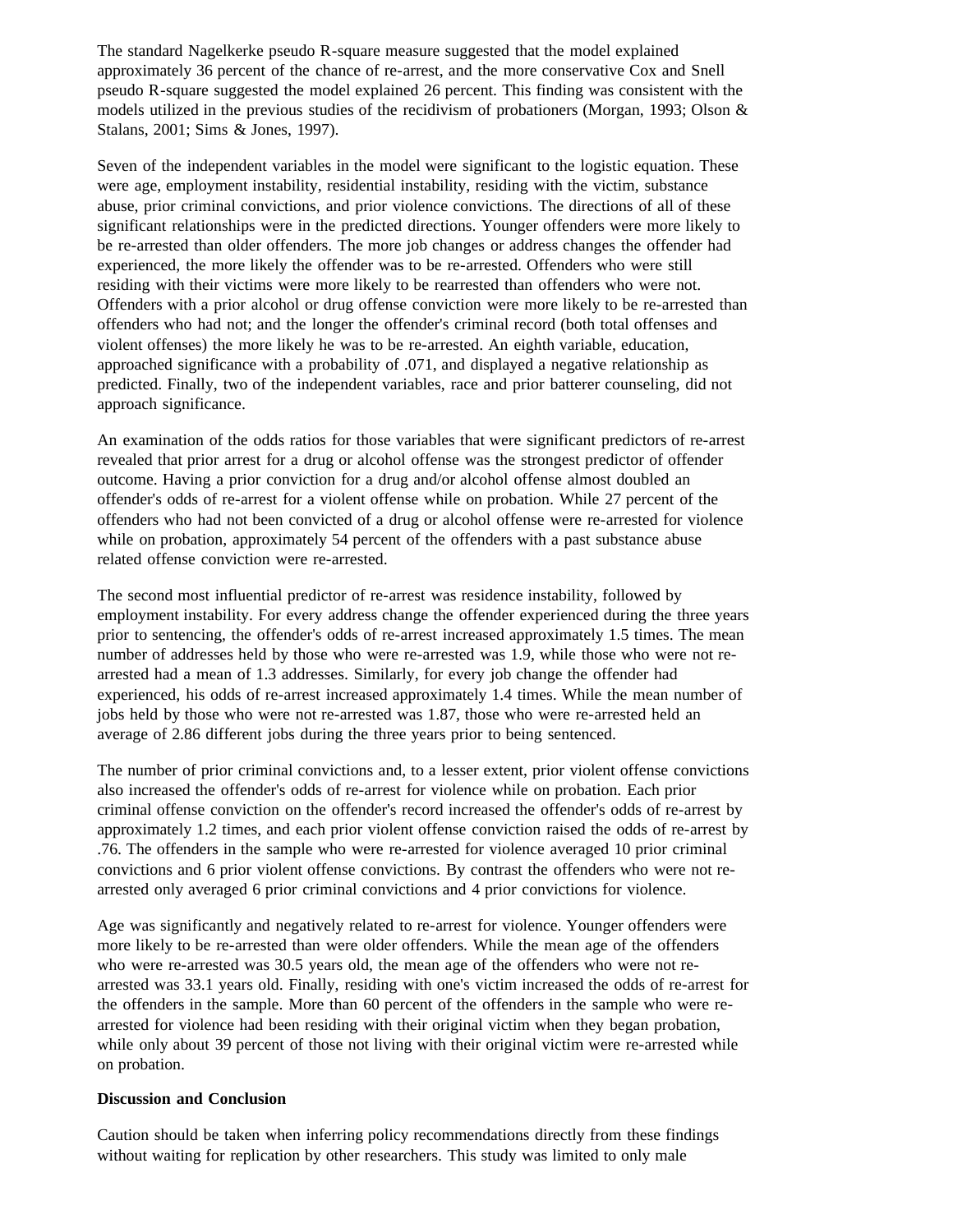The standard Nagelkerke pseudo R-square measure suggested that the model explained approximately 36 percent of the chance of re-arrest, and the more conservative Cox and Snell pseudo R-square suggested the model explained 26 percent. This finding was consistent with the models utilized in the previous studies of the recidivism of probationers (Morgan, 1993; Olson & Stalans, 2001; Sims & Jones, 1997).

Seven of the independent variables in the model were significant to the logistic equation. These were age, employment instability, residential instability, residing with the victim, substance abuse, prior criminal convictions, and prior violence convictions. The directions of all of these significant relationships were in the predicted directions. Younger offenders were more likely to be re-arrested than older offenders. The more job changes or address changes the offender had experienced, the more likely the offender was to be re-arrested. Offenders who were still residing with their victims were more likely to be rearrested than offenders who were not. Offenders with a prior alcohol or drug offense conviction were more likely to be re-arrested than offenders who had not; and the longer the offender's criminal record (both total offenses and violent offenses) the more likely he was to be re-arrested. An eighth variable, education, approached significance with a probability of .071, and displayed a negative relationship as predicted. Finally, two of the independent variables, race and prior batterer counseling, did not approach significance.

An examination of the odds ratios for those variables that were significant predictors of re-arrest revealed that prior arrest for a drug or alcohol offense was the strongest predictor of offender outcome. Having a prior conviction for a drug and/or alcohol offense almost doubled an offender's odds of re-arrest for a violent offense while on probation. While 27 percent of the offenders who had not been convicted of a drug or alcohol offense were re-arrested for violence while on probation, approximately 54 percent of the offenders with a past substance abuse related offense conviction were re-arrested.

The second most influential predictor of re-arrest was residence instability, followed by employment instability. For every address change the offender experienced during the three years prior to sentencing, the offender's odds of re-arrest increased approximately 1.5 times. The mean number of addresses held by those who were re-arrested was 1.9, while those who were not re-arrested had a mean of 1.3 addresses. Similarly, for every job change the offender had experienced, his odds of re-arrest increased approximately 1.4 times. While the mean number of jobs held by those who were not re-arrested was 1.87, those who were re-arrested held an average of 2.86 different jobs during the three years prior to being sentenced.

The number of prior criminal convictions and, to a lesser extent, prior violent offense convictions also increased the offender's odds of re-arrest for violence while on probation. Each prior criminal offense conviction on the offender's record increased the offender's odds of re-arrest by approximately 1.2 times, and each prior violent offense conviction raised the odds of re-arrest by .76. The offenders in the sample who were re-arrested for violence averaged 10 prior criminal convictions and 6 prior violent offense convictions. By contrast the offenders who were not re-arrested only averaged 6 prior criminal convictions and 4 prior convictions for violence.

Age was significantly and negatively related to re-arrest for violence. Younger offenders were more likely to be re-arrested than were older offenders. While the mean age of the offenders who were re-arrested was 30.5 years old, the mean age of the offenders who were not re-arrested was 33.1 years old. Finally, residing with one's victim increased the odds of re-arrest for the offenders in the sample. More than 60 percent of the offenders in the sample who were re-arrested for violence had been residing with their original victim when they began probation, while only about 39 percent of those not living with their original victim were re-arrested while on probation.

**Discussion and Conclusion**

Caution should be taken when inferring policy recommendations directly from these findings without waiting for replication by other researchers. This study was limited to only male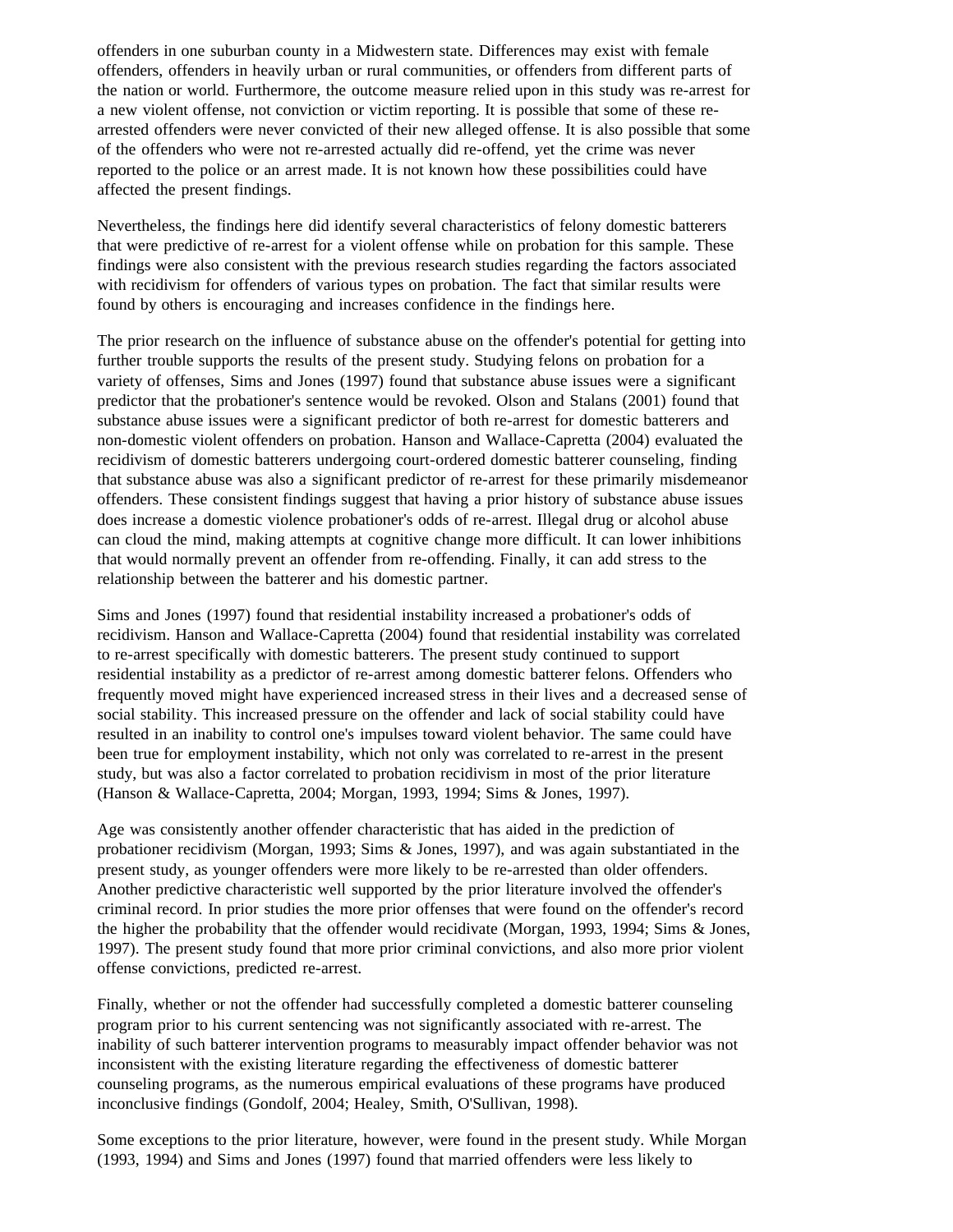offenders in one suburban county in a Midwestern state. Differences may exist with female offenders, offenders in heavily urban or rural communities, or offenders from different parts of the nation or world. Furthermore, the outcome measure relied upon in this study was re-arrest for a new violent offense, not conviction or victim reporting. It is possible that some of these re-arrested offenders were never convicted of their new alleged offense. It is also possible that some of the offenders who were not re-arrested actually did re-offend, yet the crime was never reported to the police or an arrest made. It is not known how these possibilities could have affected the present findings.

Nevertheless, the findings here did identify several characteristics of felony domestic batterers that were predictive of re-arrest for a violent offense while on probation for this sample. These findings were also consistent with the previous research studies regarding the factors associated with recidivism for offenders of various types on probation. The fact that similar results were found by others is encouraging and increases confidence in the findings here.

The prior research on the influence of substance abuse on the offender's potential for getting into further trouble supports the results of the present study. Studying felons on probation for a variety of offenses, Sims and Jones (1997) found that substance abuse issues were a significant predictor that the probationer's sentence would be revoked. Olson and Stalans (2001) found that substance abuse issues were a significant predictor of both re-arrest for domestic batterers and non-domestic violent offenders on probation. Hanson and Wallace-Capretta (2004) evaluated the recidivism of domestic batterers undergoing court-ordered domestic batterer counseling, finding that substance abuse was also a significant predictor of re-arrest for these primarily misdemeanor offenders. These consistent findings suggest that having a prior history of substance abuse issues does increase a domestic violence probationer's odds of re-arrest. Illegal drug or alcohol abuse can cloud the mind, making attempts at cognitive change more difficult. It can lower inhibitions that would normally prevent an offender from re-offending. Finally, it can add stress to the relationship between the batterer and his domestic partner.

Sims and Jones (1997) found that residential instability increased a probationer's odds of recidivism. Hanson and Wallace-Capretta (2004) found that residential instability was correlated to re-arrest specifically with domestic batterers. The present study continued to support residential instability as a predictor of re-arrest among domestic batterer felons. Offenders who frequently moved might have experienced increased stress in their lives and a decreased sense of social stability. This increased pressure on the offender and lack of social stability could have resulted in an inability to control one's impulses toward violent behavior. The same could have been true for employment instability, which not only was correlated to re-arrest in the present study, but was also a factor correlated to probation recidivism in most of the prior literature (Hanson & Wallace-Capretta, 2004; Morgan, 1993, 1994; Sims & Jones, 1997).

Age was consistently another offender characteristic that has aided in the prediction of probationer recidivism (Morgan, 1993; Sims & Jones, 1997), and was again substantiated in the present study, as younger offenders were more likely to be re-arrested than older offenders. Another predictive characteristic well supported by the prior literature involved the offender's criminal record. In prior studies the more prior offenses that were found on the offender's record the higher the probability that the offender would recidivate (Morgan, 1993, 1994; Sims & Jones, 1997). The present study found that more prior criminal convictions, and also more prior violent offense convictions, predicted re-arrest.

Finally, whether or not the offender had successfully completed a domestic batterer counseling program prior to his current sentencing was not significantly associated with re-arrest. The inability of such batterer intervention programs to measurably impact offender behavior was not inconsistent with the existing literature regarding the effectiveness of domestic batterer counseling programs, as the numerous empirical evaluations of these programs have produced inconclusive findings (Gondolf, 2004; Healey, Smith, O'Sullivan, 1998).

Some exceptions to the prior literature, however, were found in the present study. While Morgan (1993, 1994) and Sims and Jones (1997) found that married offenders were less likely to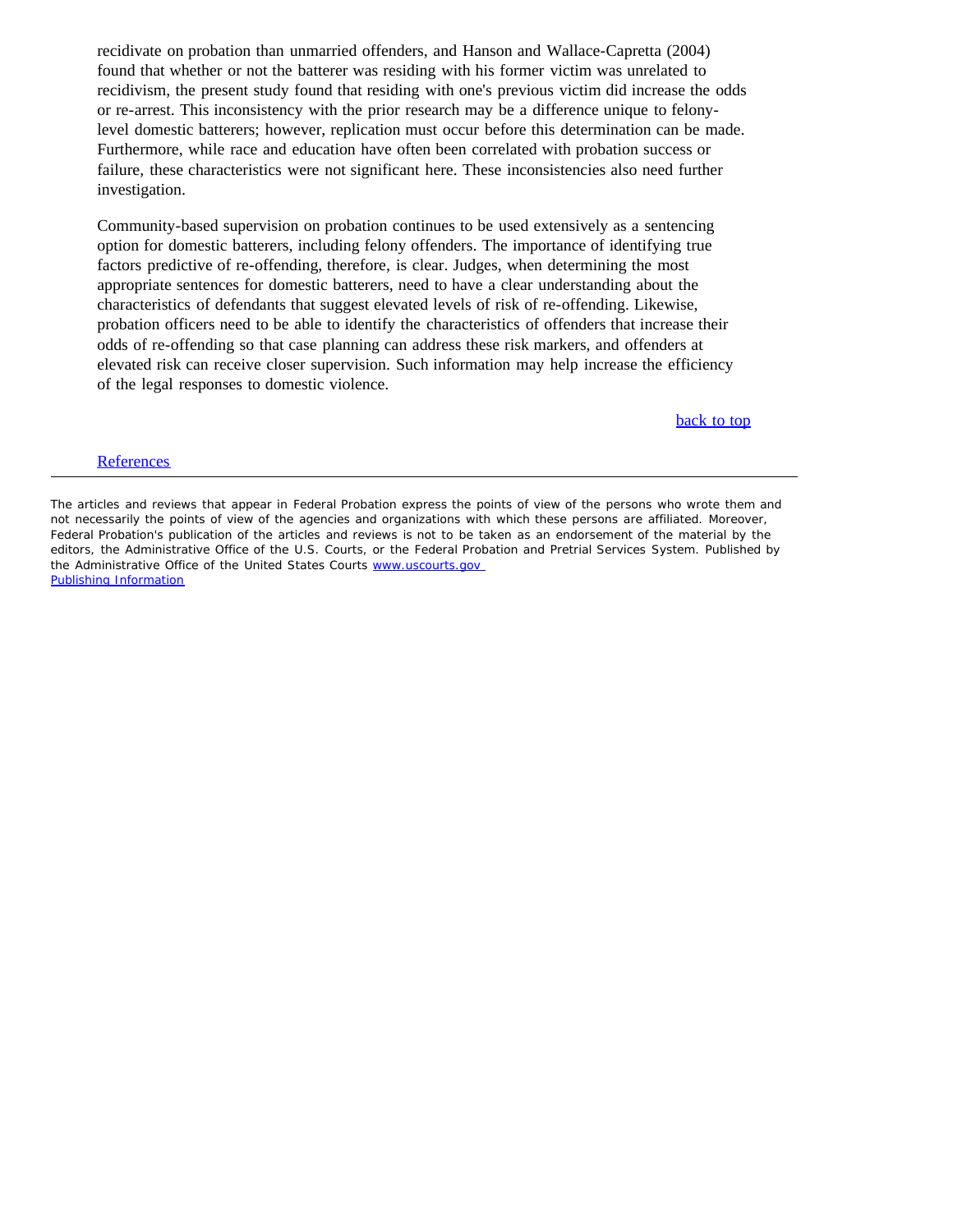recidivate on probation than unmarried offenders, and Hanson and Wallace-Capretta (2004) found that whether or not the batterer was residing with his former victim was unrelated to recidivism, the present study found that residing with one's previous victim did increase the odds or re-arrest. This inconsistency with the prior research may be a difference unique to felony-level domestic batterers; however, replication must occur before this determination can be made. Furthermore, while race and education have often been correlated with probation success or failure, these characteristics were not significant here. These inconsistencies also need further investigation.

Community-based supervision on probation continues to be used extensively as a sentencing option for domestic batterers, including felony offenders. The importance of identifying true factors predictive of re-offending, therefore, is clear. Judges, when determining the most appropriate sentences for domestic batterers, need to have a clear understanding about the characteristics of defendants that suggest elevated levels of risk of re-offending. Likewise, probation officers need to be able to identify the characteristics of offenders that increase their odds of re-offending so that case planning can address these risk markers, and offenders at elevated risk can receive closer supervision. Such information may help increase the efficiency of the legal responses to domestic violence.

back to top

References

---

The articles and reviews that appear in Federal Probation express the points of view of the persons who wrote them and not necessarily the points of view of the agencies and organizations with which these persons are affiliated. Moreover, Federal Probation's publication of the articles and reviews is not to be taken as an endorsement of the material by the editors, the Administrative Office of the U.S. Courts, or the Federal Probation and Pretrial Services System. Published by the Administrative Office of the United States Courts www.uscourts.gov
Publishing Information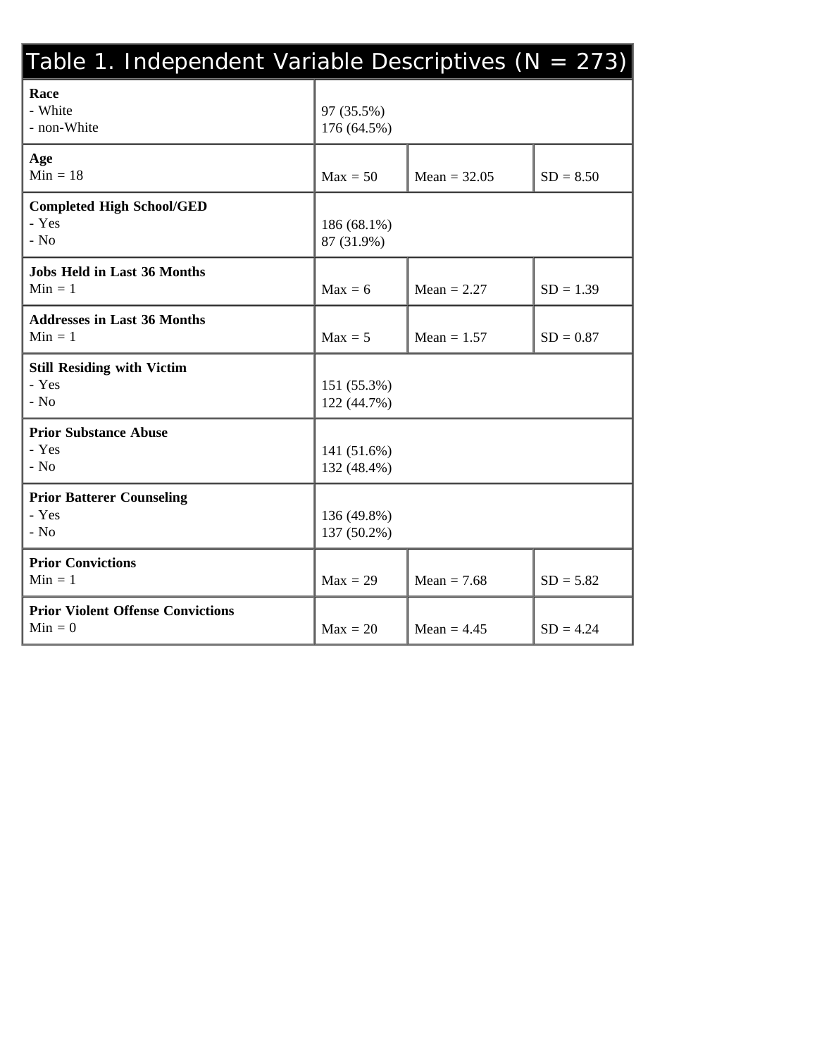Table 1. Independent Variable Descriptives (N = 273)

| Variable | | | |
|---|---|---|---|
| **Race**<br>- White<br>- non-White | 97 (35.5%)<br>176 (64.5%) | | |
| **Age**<br>Min = 18 | Max = 50 | Mean = 32.05 | SD = 8.50 |
| **Completed High School/GED**<br>- Yes<br>- No | 186 (68.1%)<br>87 (31.9%) | | |
| **Jobs Held in Last 36 Months**<br>Min = 1 | Max = 6 | Mean = 2.27 | SD = 1.39 |
| **Addresses in Last 36 Months**<br>Min = 1 | Max = 5 | Mean = 1.57 | SD = 0.87 |
| **Still Residing with Victim**<br>- Yes<br>- No | 151 (55.3%)<br>122 (44.7%) | | |
| **Prior Substance Abuse**<br>- Yes<br>- No | 141 (51.6%)<br>132 (48.4%) | | |
| **Prior Batterer Counseling**<br>- Yes<br>- No | 136 (49.8%)<br>137 (50.2%) | | |
| **Prior Convictions**<br>Min = 1 | Max = 29 | Mean = 7.68 | SD = 5.82 |
| **Prior Violent Offense Convictions**<br>Min = 0 | Max = 20 | Mean = 4.45 | SD = 4.24 |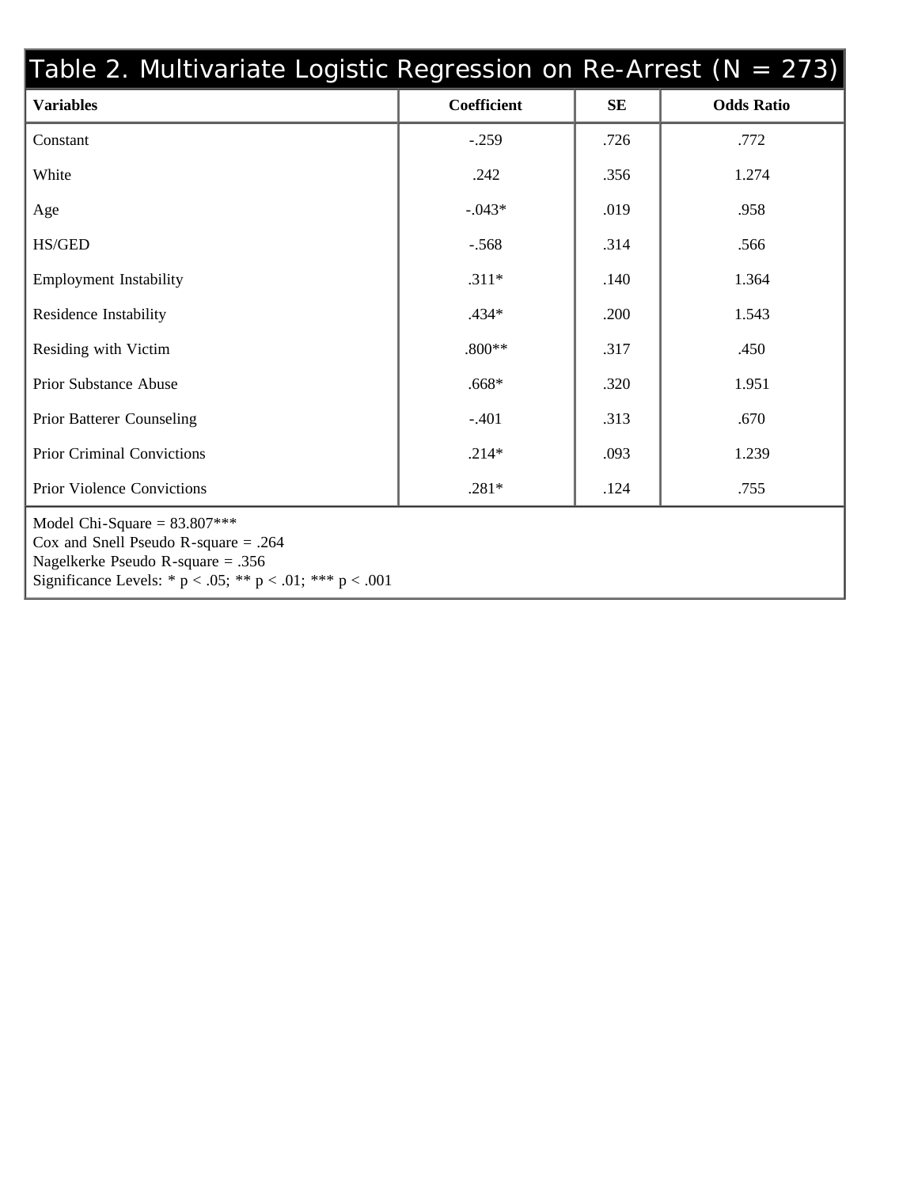**Table 2. Multivariate Logistic Regression on Re-Arrest (N = 273)**

| Variables | Coefficient | SE | Odds Ratio |
|---|---|---|---|
| Constant | -.259 | .726 | .772 |
| White | .242 | .356 | 1.274 |
| Age | -.043* | .019 | .958 |
| HS/GED | -.568 | .314 | .566 |
| Employment Instability | .311* | .140 | 1.364 |
| Residence Instability | .434* | .200 | 1.543 |
| Residing with Victim | .800** | .317 | .450 |
| Prior Substance Abuse | .668* | .320 | 1.951 |
| Prior Batterer Counseling | -.401 | .313 | .670 |
| Prior Criminal Convictions | .214* | .093 | 1.239 |
| Prior Violence Convictions | .281* | .124 | .755 |

Model Chi-Square = 83.807***
Cox and Snell Pseudo R-square = .264
Nagelkerke Pseudo R-square = .356
Significance Levels: * $p < .05$; ** $p < .01$; *** $p < .001$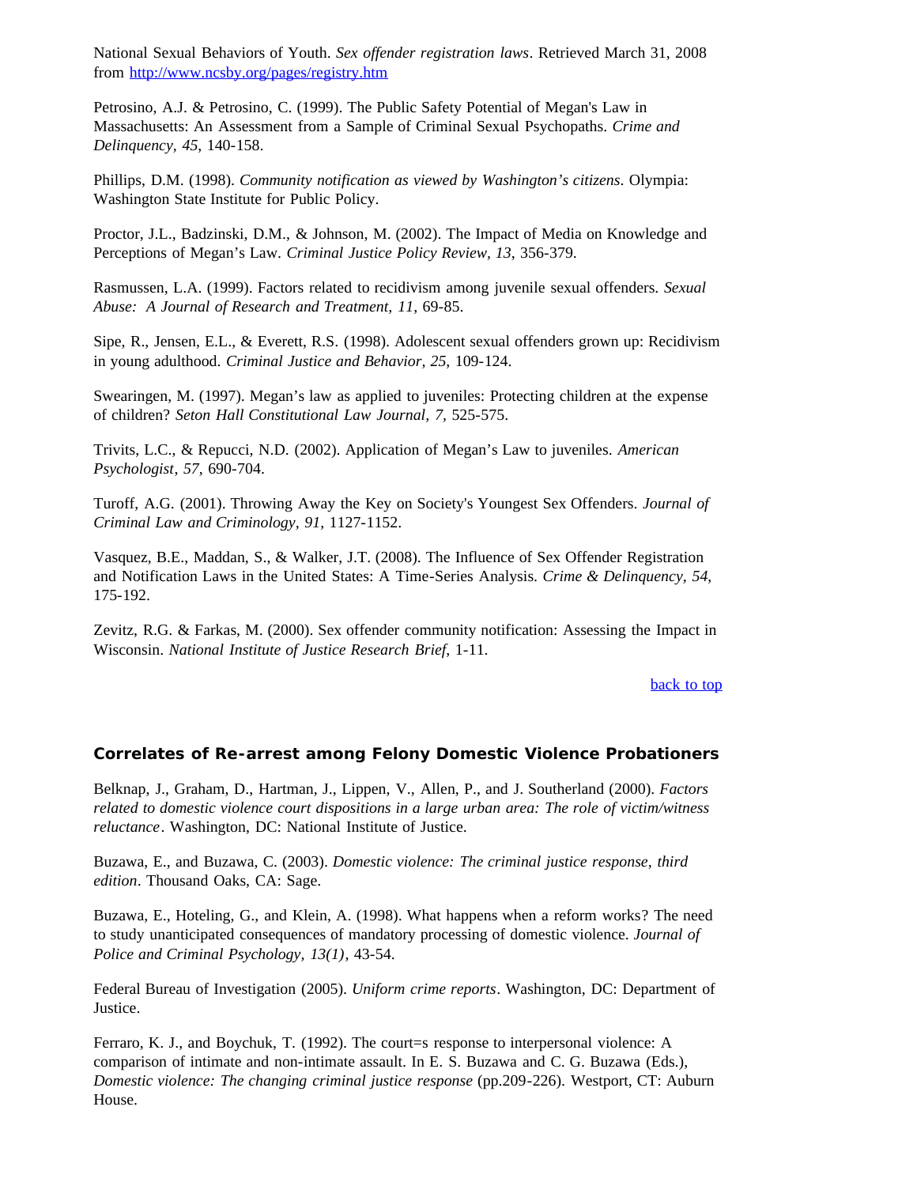National Sexual Behaviors of Youth. *Sex offender registration laws*. Retrieved March 31, 2008 from [http://www.ncsby.org/pages/registry.htm](http://www.ncsby.org/pages/registry.htm)

Petrosino, A.J. & Petrosino, C. (1999). The Public Safety Potential of Megan's Law in Massachusetts: An Assessment from a Sample of Criminal Sexual Psychopaths. *Crime and Delinquency, 45*, 140-158.

Phillips, D.M. (1998). *Community notification as viewed by Washington's citizens*. Olympia: Washington State Institute for Public Policy.

Proctor, J.L., Badzinski, D.M., & Johnson, M. (2002). The Impact of Media on Knowledge and Perceptions of Megan's Law. *Criminal Justice Policy Review, 13*, 356-379.

Rasmussen, L.A. (1999). Factors related to recidivism among juvenile sexual offenders. *Sexual Abuse: A Journal of Research and Treatment, 11*, 69-85.

Sipe, R., Jensen, E.L., & Everett, R.S. (1998). Adolescent sexual offenders grown up: Recidivism in young adulthood. *Criminal Justice and Behavior, 25*, 109-124.

Swearingen, M. (1997). Megan's law as applied to juveniles: Protecting children at the expense of children? *Seton Hall Constitutional Law Journal, 7*, 525-575.

Trivits, L.C., & Repucci, N.D. (2002). Application of Megan's Law to juveniles. *American Psychologist, 57*, 690-704.

Turoff, A.G. (2001). Throwing Away the Key on Society's Youngest Sex Offenders. *Journal of Criminal Law and Criminology, 91*, 1127-1152.

Vasquez, B.E., Maddan, S., & Walker, J.T. (2008). The Influence of Sex Offender Registration and Notification Laws in the United States: A Time-Series Analysis. *Crime & Delinquency, 54*, 175-192.

Zevitz, R.G. & Farkas, M. (2000). Sex offender community notification: Assessing the Impact in Wisconsin. *National Institute of Justice Research Brief*, 1-11.

back to top

### Correlates of Re-arrest among Felony Domestic Violence Probationers

Belknap, J., Graham, D., Hartman, J., Lippen, V., Allen, P., and J. Southerland (2000). *Factors related to domestic violence court dispositions in a large urban area: The role of victim/witness reluctance*. Washington, DC: National Institute of Justice.

Buzawa, E., and Buzawa, C. (2003). *Domestic violence: The criminal justice response, third edition*. Thousand Oaks, CA: Sage.

Buzawa, E., Hoteling, G., and Klein, A. (1998). What happens when a reform works? The need to study unanticipated consequences of mandatory processing of domestic violence. *Journal of Police and Criminal Psychology, 13(1)*, 43-54.

Federal Bureau of Investigation (2005). *Uniform crime reports*. Washington, DC: Department of Justice.

Ferraro, K. J., and Boychuk, T. (1992). The court=s response to interpersonal violence: A comparison of intimate and non-intimate assault. In E. S. Buzawa and C. G. Buzawa (Eds.), *Domestic violence: The changing criminal justice response* (pp.209-226). Westport, CT: Auburn House.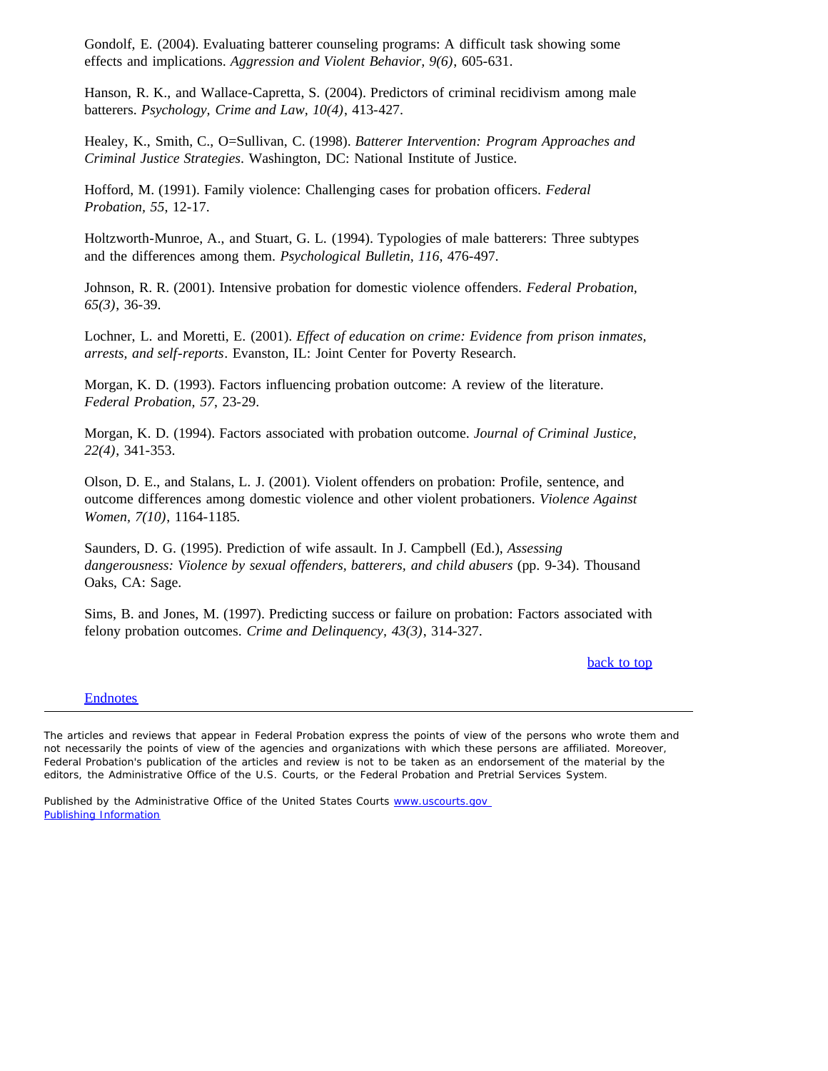Gondolf, E. (2004). Evaluating batterer counseling programs: A difficult task showing some effects and implications. *Aggression and Violent Behavior, 9(6)*, 605-631.

Hanson, R. K., and Wallace-Capretta, S. (2004). Predictors of criminal recidivism among male batterers. *Psychology, Crime and Law, 10(4)*, 413-427.

Healey, K., Smith, C., O=Sullivan, C. (1998). *Batterer Intervention: Program Approaches and Criminal Justice Strategies*. Washington, DC: National Institute of Justice.

Hofford, M. (1991). Family violence: Challenging cases for probation officers. *Federal Probation, 55*, 12-17.

Holtzworth-Munroe, A., and Stuart, G. L. (1994). Typologies of male batterers: Three subtypes and the differences among them. *Psychological Bulletin, 116*, 476-497.

Johnson, R. R. (2001). Intensive probation for domestic violence offenders. *Federal Probation, 65(3)*, 36-39.

Lochner, L. and Moretti, E. (2001). *Effect of education on crime: Evidence from prison inmates, arrests, and self-reports*. Evanston, IL: Joint Center for Poverty Research.

Morgan, K. D. (1993). Factors influencing probation outcome: A review of the literature. *Federal Probation, 57*, 23-29.

Morgan, K. D. (1994). Factors associated with probation outcome. *Journal of Criminal Justice, 22(4)*, 341-353.

Olson, D. E., and Stalans, L. J. (2001). Violent offenders on probation: Profile, sentence, and outcome differences among domestic violence and other violent probationers. *Violence Against Women, 7(10)*, 1164-1185.

Saunders, D. G. (1995). Prediction of wife assault. In J. Campbell (Ed.), *Assessing dangerousness: Violence by sexual offenders, batterers, and child abusers* (pp. 9-34). Thousand Oaks, CA: Sage.

Sims, B. and Jones, M. (1997). Predicting success or failure on probation: Factors associated with felony probation outcomes. *Crime and Delinquency, 43(3)*, 314-327.

back to top

Endnotes

---

The articles and reviews that appear in Federal Probation express the points of view of the persons who wrote them and not necessarily the points of view of the agencies and organizations with which these persons are affiliated. Moreover, Federal Probation's publication of the articles and review is not to be taken as an endorsement of the material by the editors, the Administrative Office of the U.S. Courts, or the Federal Probation and Pretrial Services System.

Published by the Administrative Office of the United States Courts www.uscourts.gov
Publishing Information